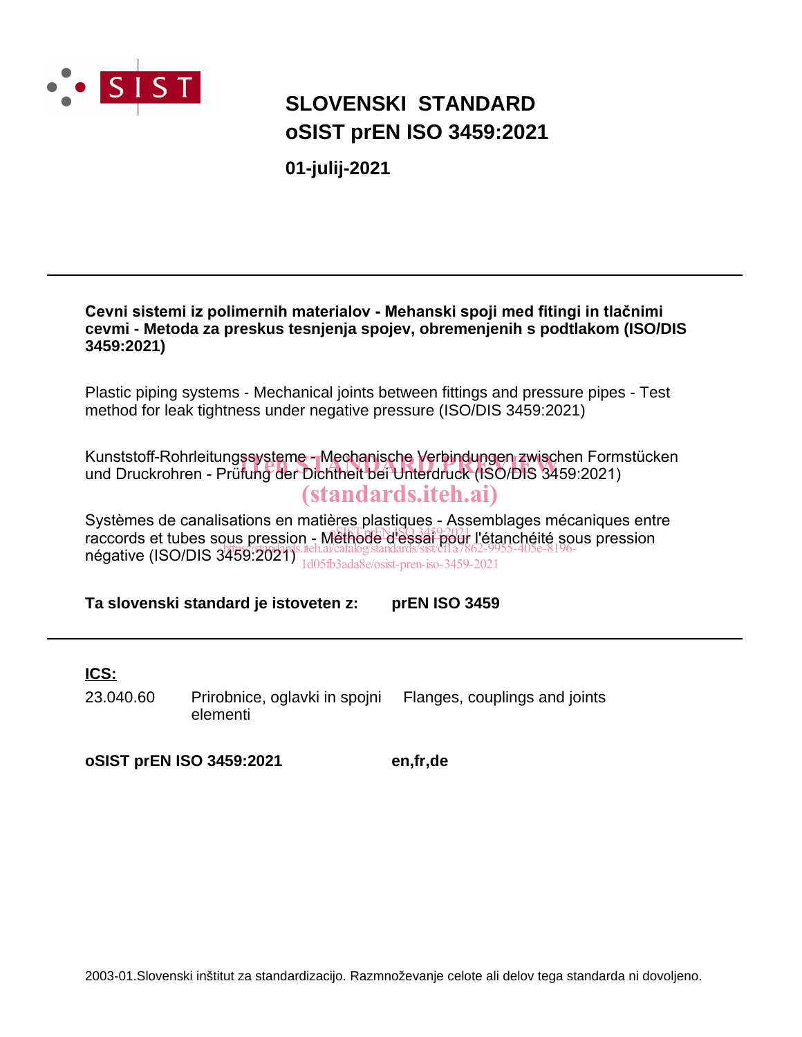# SLOVENSKI STANDARD
# oSIST prEN ISO 3459:2021

**01-julij-2021**

---

**Cevni sistemi iz polimernih materialov - Mehanski spoji med fitingi in tlačnimi cevmi - Metoda za preskus tesnjenja spojev, obremenjenih s podtlakom (ISO/DIS 3459:2021)**

Plastic piping systems - Mechanical joints between fittings and pressure pipes - Test method for leak tightness under negative pressure (ISO/DIS 3459:2021)

Kunststoff-Rohrleitungssysteme - Mechanische Verbindungen zwischen Formstücken und Druckrohren - Prüfung der Dichtheit bei Unterdruck (ISO/DIS 3459:2021)

Systèmes de canalisations en matières plastiques - Assemblages mécaniques entre raccords et tubes sous pression - Méthode d'essai pour l'étanchéité sous pression négative (ISO/DIS 3459:2021)

**Ta slovenski standard je istoveten z:** **prEN ISO 3459**

---

**ICS:**

| | | |
|---|---|---|
| 23.040.60 | Prirobnice, oglavki in spojni elementi | Flanges, couplings and joints |

**oSIST prEN ISO 3459:2021** **en,fr,de**

2003-01.Slovenski inštitut za standardizacijo. Razmnoževanje celote ali delov tega standarda ni dovoljeno.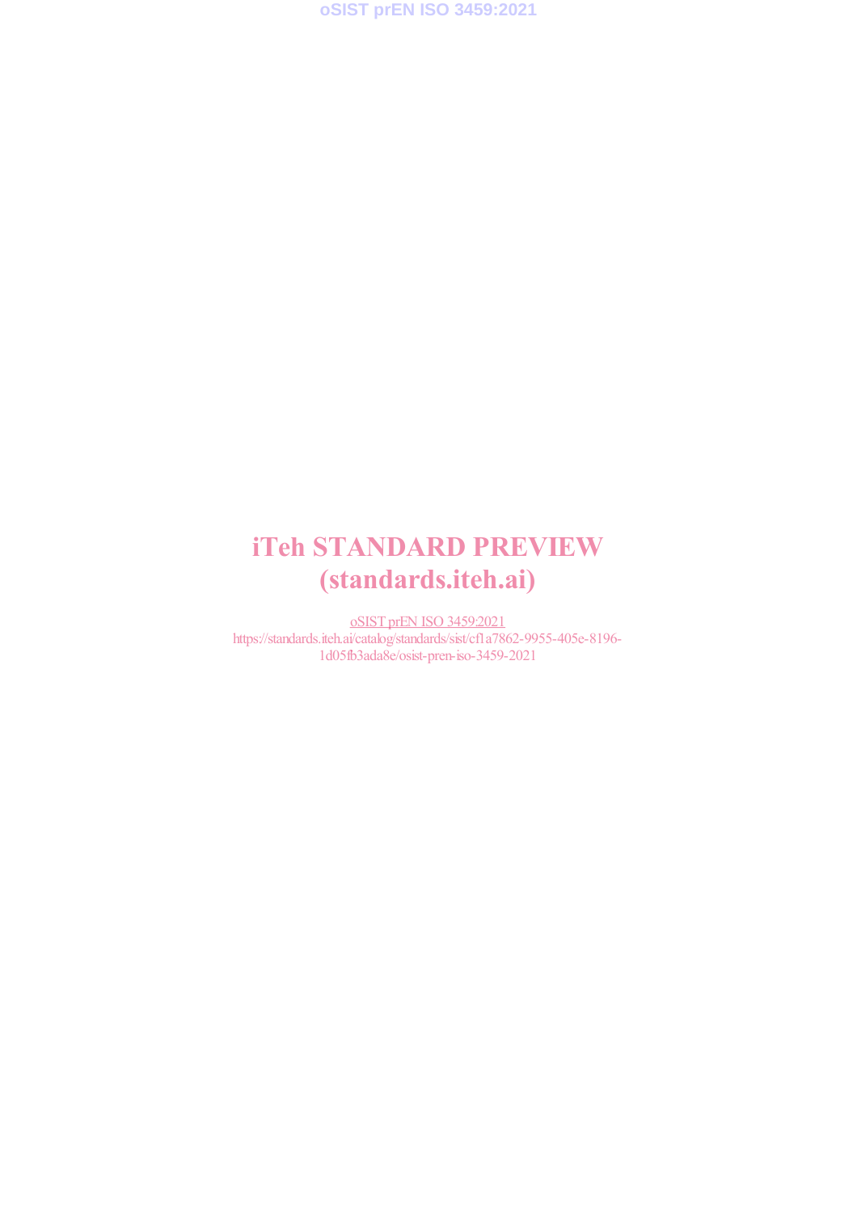iTeh STANDARD PREVIEW
(standards.iteh.ai)

oSIST prEN ISO 3459:2021
https://standards.iteh.ai/catalog/standards/sist/cf1a7862-9955-405e-8196-1d05fb3ada8e/osist-pren-iso-3459-2021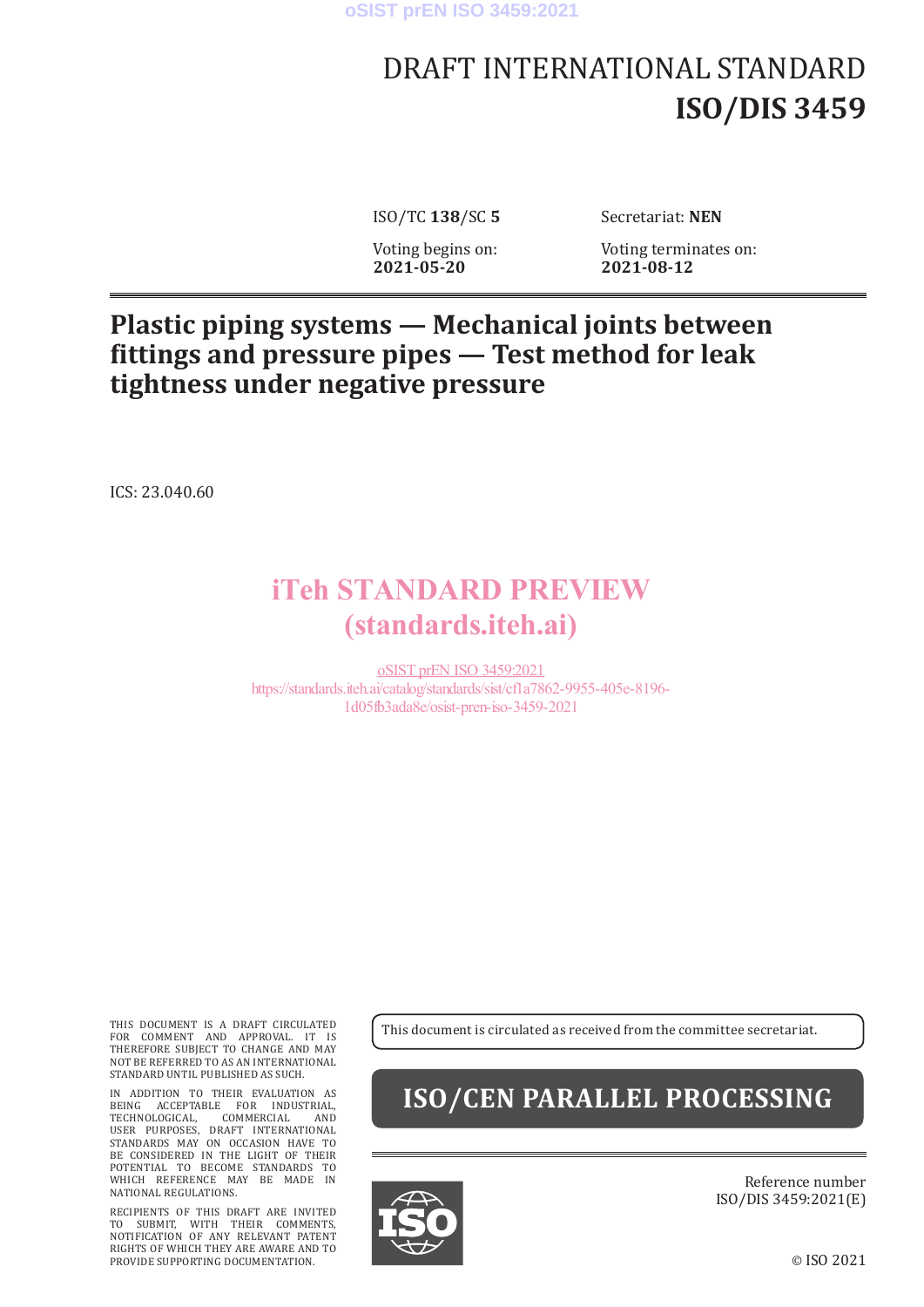# DRAFT INTERNATIONAL STANDARD
# ISO/DIS 3459

ISO/TC **138**/SC **5**

Secretariat: **NEN**

Voting begins on:
**2021-05-20**

Voting terminates on:
**2021-08-12**

## Plastic piping systems — Mechanical joints between fittings and pressure pipes — Test method for leak tightness under negative pressure

ICS: 23.040.60

iTeh STANDARD PREVIEW
(standards.iteh.ai)

oSIST prEN ISO 3459:2021
https://standards.iteh.ai/catalog/standards/sist/cf1a7862-9955-405e-8196-1d05fb3ada8e/osist-pren-iso-3459-2021

THIS DOCUMENT IS A DRAFT CIRCULATED FOR COMMENT AND APPROVAL. IT IS THEREFORE SUBJECT TO CHANGE AND MAY NOT BE REFERRED TO AS AN INTERNATIONAL STANDARD UNTIL PUBLISHED AS SUCH.

IN ADDITION TO THEIR EVALUATION AS BEING ACCEPTABLE FOR INDUSTRIAL, TECHNOLOGICAL, COMMERCIAL AND USER PURPOSES, DRAFT INTERNATIONAL STANDARDS MAY ON OCCASION HAVE TO BE CONSIDERED IN THE LIGHT OF THEIR POTENTIAL TO BECOME STANDARDS TO WHICH REFERENCE MAY BE MADE IN NATIONAL REGULATIONS.

RECIPIENTS OF THIS DRAFT ARE INVITED TO SUBMIT, WITH THEIR COMMENTS, NOTIFICATION OF ANY RELEVANT PATENT RIGHTS OF WHICH THEY ARE AWARE AND TO PROVIDE SUPPORTING DOCUMENTATION.

This document is circulated as received from the committee secretariat.

**ISO/CEN PARALLEL PROCESSING**

Reference number
ISO/DIS 3459:2021(E)

© ISO 2021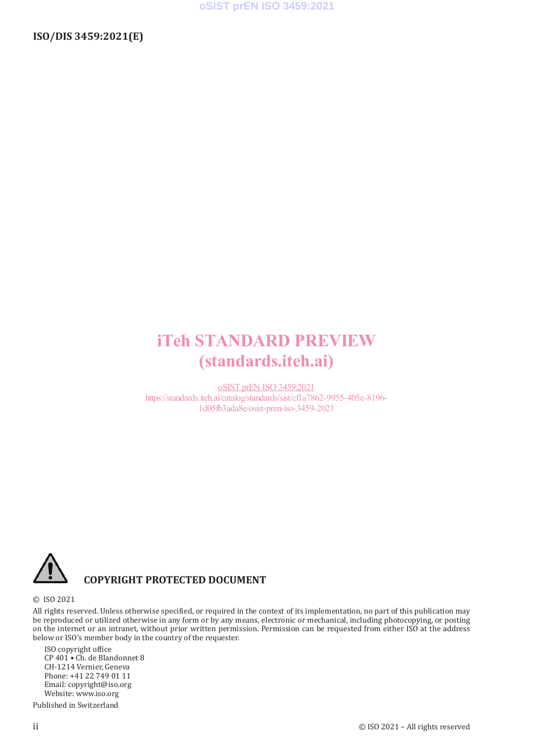iTeh STANDARD PREVIEW
(standards.iteh.ai)

oSIST prEN ISO 3459:2021
https://standards.iteh.ai/catalog/standards/sist/cf1a7862-9955-405e-8196-1d05fb3ada8e/osist-pren-iso-3459-2021

**COPYRIGHT PROTECTED DOCUMENT**

© ISO 2021

All rights reserved. Unless otherwise specified, or required in the context of its implementation, no part of this publication may be reproduced or utilized otherwise in any form or by any means, electronic or mechanical, including photocopying, or posting on the internet or an intranet, without prior written permission. Permission can be requested from either ISO at the address below or ISO's member body in the country of the requester.

ISO copyright office
CP 401 • Ch. de Blandonnet 8
CH-1214 Vernier, Geneva
Phone: +41 22 749 01 11
Email: copyright@iso.org
Website: www.iso.org

Published in Switzerland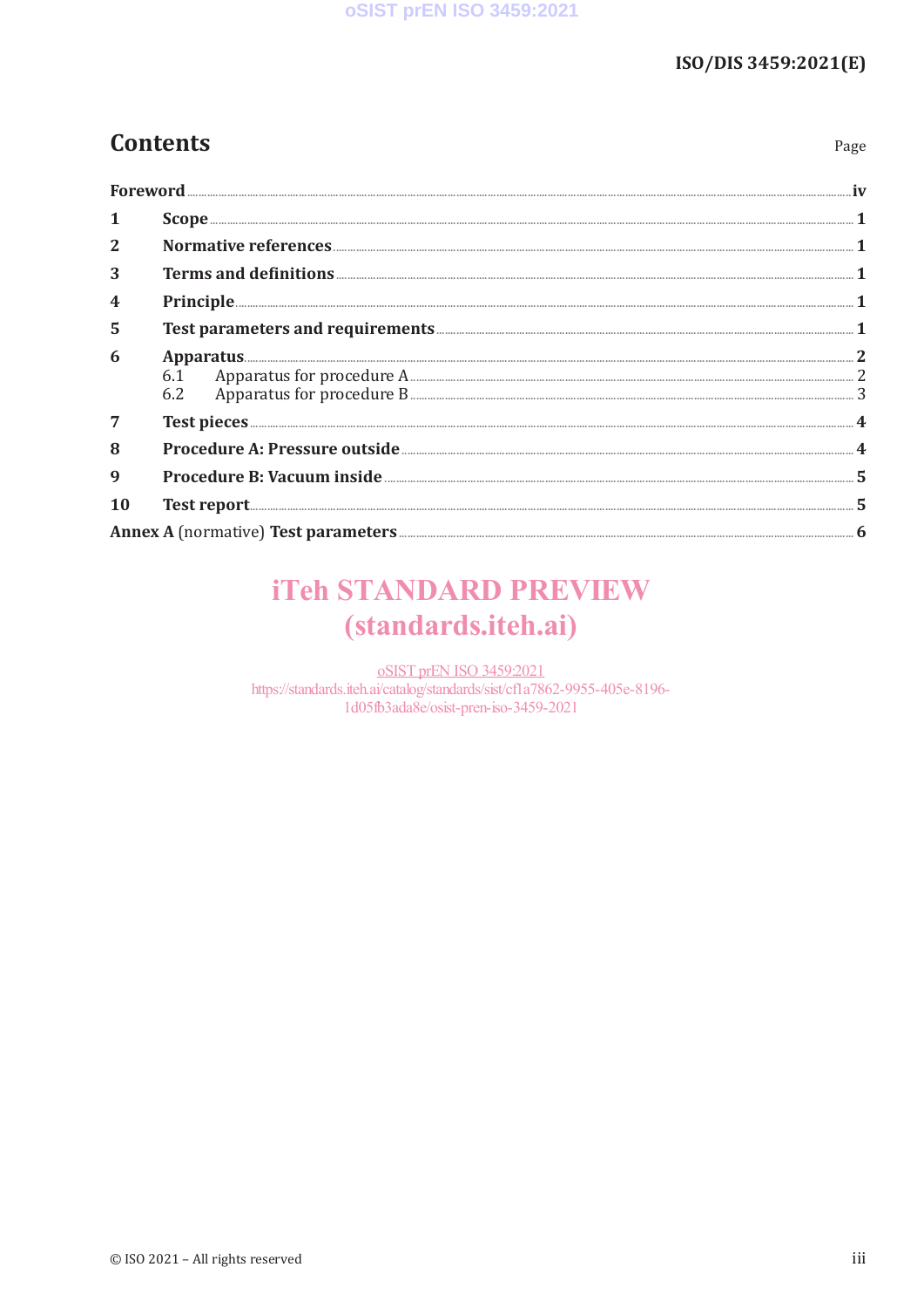## Contents

| | | Page |
|---|---|---|
| **Foreword** | | **iv** |
| **1** | **Scope** | **1** |
| **2** | **Normative references** | **1** |
| **3** | **Terms and definitions** | **1** |
| **4** | **Principle** | **1** |
| **5** | **Test parameters and requirements** | **1** |
| **6** | **Apparatus** | **2** |
| | 6.1 Apparatus for procedure A | 2 |
| | 6.2 Apparatus for procedure B | 3 |
| **7** | **Test pieces** | **4** |
| **8** | **Procedure A: Pressure outside** | **4** |
| **9** | **Procedure B: Vacuum inside** | **5** |
| **10** | **Test report** | **5** |
| **Annex A** (normative) **Test parameters** | | **6** |

iTeh STANDARD PREVIEW
(standards.iteh.ai)

oSIST prEN ISO 3459:2021
https://standards.iteh.ai/catalog/standards/sist/cf1a7862-9955-405e-8196-1d05fb3ada8e/osist-pren-iso-3459-2021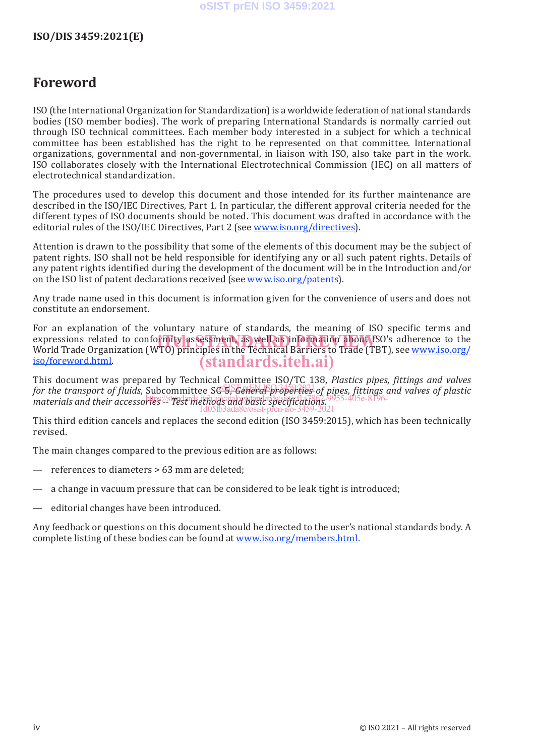# Foreword

ISO (the International Organization for Standardization) is a worldwide federation of national standards bodies (ISO member bodies). The work of preparing International Standards is normally carried out through ISO technical committees. Each member body interested in a subject for which a technical committee has been established has the right to be represented on that committee. International organizations, governmental and non-governmental, in liaison with ISO, also take part in the work. ISO collaborates closely with the International Electrotechnical Commission (IEC) on all matters of electrotechnical standardization.

The procedures used to develop this document and those intended for its further maintenance are described in the ISO/IEC Directives, Part 1. In particular, the different approval criteria needed for the different types of ISO documents should be noted. This document was drafted in accordance with the editorial rules of the ISO/IEC Directives, Part 2 (see www.iso.org/directives).

Attention is drawn to the possibility that some of the elements of this document may be the subject of patent rights. ISO shall not be held responsible for identifying any or all such patent rights. Details of any patent rights identified during the development of the document will be in the Introduction and/or on the ISO list of patent declarations received (see www.iso.org/patents).

Any trade name used in this document is information given for the convenience of users and does not constitute an endorsement.

For an explanation of the voluntary nature of standards, the meaning of ISO specific terms and expressions related to conformity assessment, as well as information about ISO's adherence to the World Trade Organization (WTO) principles in the Technical Barriers to Trade (TBT), see www.iso.org/iso/foreword.html.

This document was prepared by Technical Committee ISO/TC 138, *Plastics pipes, fittings and valves for the transport of fluids*, Subcommittee SC 5, *General properties of pipes, fittings and valves of plastic materials and their accessories -- Test methods and basic specifications*.

This third edition cancels and replaces the second edition (ISO 3459:2015), which has been technically revised.

The main changes compared to the previous edition are as follows:

— references to diameters > 63 mm are deleted;

— a change in vacuum pressure that can be considered to be leak tight is introduced;

— editorial changes have been introduced.

Any feedback or questions on this document should be directed to the user's national standards body. A complete listing of these bodies can be found at www.iso.org/members.html.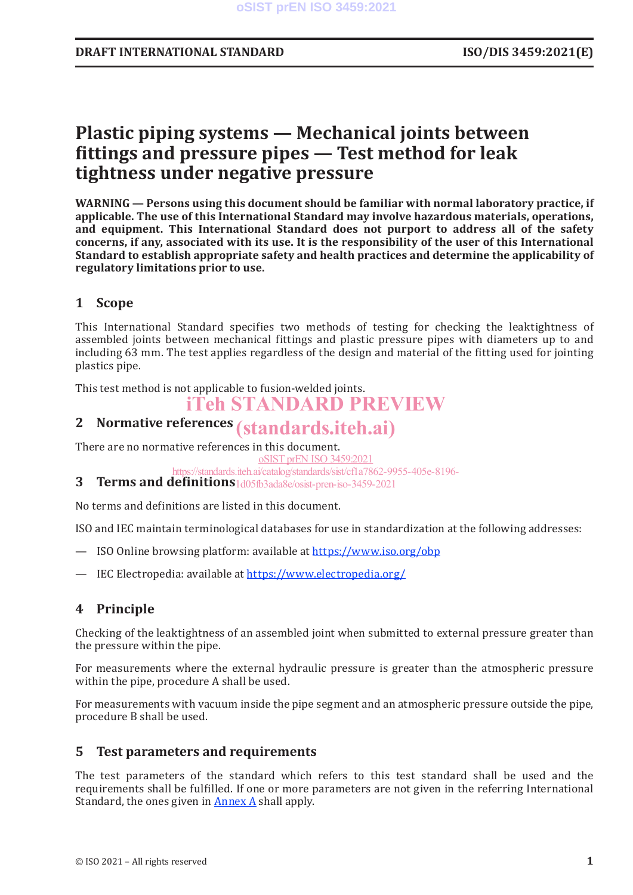# Plastic piping systems — Mechanical joints between fittings and pressure pipes — Test method for leak tightness under negative pressure

**WARNING — Persons using this document should be familiar with normal laboratory practice, if applicable. The use of this International Standard may involve hazardous materials, operations, and equipment. This International Standard does not purport to address all of the safety concerns, if any, associated with its use. It is the responsibility of the user of this International Standard to establish appropriate safety and health practices and determine the applicability of regulatory limitations prior to use.**

## 1 Scope

This International Standard specifies two methods of testing for checking the leaktightness of assembled joints between mechanical fittings and plastic pressure pipes with diameters up to and including 63 mm. The test applies regardless of the design and material of the fitting used for jointing plastics pipe.

This test method is not applicable to fusion-welded joints.

## 2 Normative references

There are no normative references in this document.

## 3 Terms and definitions

No terms and definitions are listed in this document.

ISO and IEC maintain terminological databases for use in standardization at the following addresses:

— ISO Online browsing platform: available at https://www.iso.org/obp

— IEC Electropedia: available at https://www.electropedia.org/

## 4 Principle

Checking of the leaktightness of an assembled joint when submitted to external pressure greater than the pressure within the pipe.

For measurements where the external hydraulic pressure is greater than the atmospheric pressure within the pipe, procedure A shall be used.

For measurements with vacuum inside the pipe segment and an atmospheric pressure outside the pipe, procedure B shall be used.

## 5 Test parameters and requirements

The test parameters of the standard which refers to this test standard shall be used and the requirements shall be fulfilled. If one or more parameters are not given in the referring International Standard, the ones given in Annex A shall apply.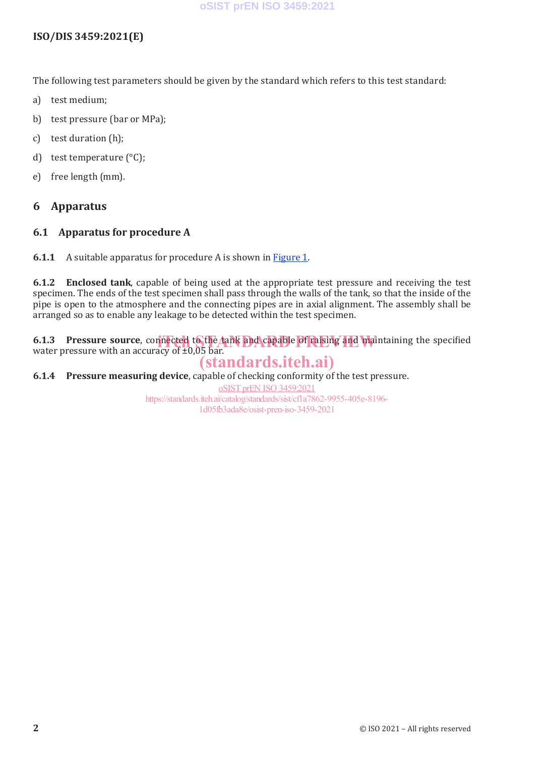The following test parameters should be given by the standard which refers to this test standard:

a) test medium;

b) test pressure (bar or MPa);

c) test duration (h);

d) test temperature (°C);

e) free length (mm).

## 6 Apparatus

### 6.1 Apparatus for procedure A

**6.1.1** A suitable apparatus for procedure A is shown in Figure 1.

**6.1.2** **Enclosed tank**, capable of being used at the appropriate test pressure and receiving the test specimen. The ends of the test specimen shall pass through the walls of the tank, so that the inside of the pipe is open to the atmosphere and the connecting pipes are in axial alignment. The assembly shall be arranged so as to enable any leakage to be detected within the test specimen.

**6.1.3** **Pressure source**, connected to the tank and capable of raising and maintaining the specified water pressure with an accuracy of ±0,05 bar.

**6.1.4** **Pressure measuring device**, capable of checking conformity of the test pressure.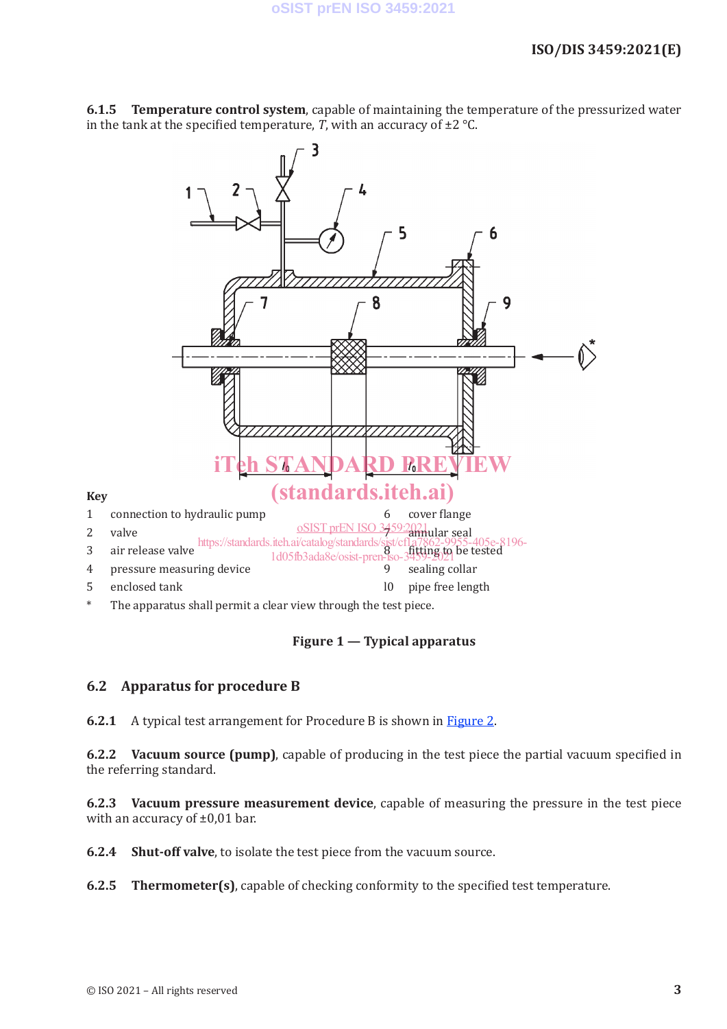**6.1.5 Temperature control system**, capable of maintaining the temperature of the pressurized water in the tank at the specified temperature, *T*, with an accuracy of ±2 °C.

**Key**

1 connection to hydraulic pump
2 valve
3 air release valve
4 pressure measuring device
5 enclosed tank
6 cover flange
7 annular seal
8 fitting to be tested
9 sealing collar
$l_0$ pipe free length
* The apparatus shall permit a clear view through the test piece.

**Figure 1 — Typical apparatus**

## 6.2 Apparatus for procedure B

**6.2.1** A typical test arrangement for Procedure B is shown in Figure 2.

**6.2.2 Vacuum source (pump)**, capable of producing in the test piece the partial vacuum specified in the referring standard.

**6.2.3 Vacuum pressure measurement device**, capable of measuring the pressure in the test piece with an accuracy of ±0,01 bar.

**6.2.4 Shut-off valve**, to isolate the test piece from the vacuum source.

**6.2.5 Thermometer(s)**, capable of checking conformity to the specified test temperature.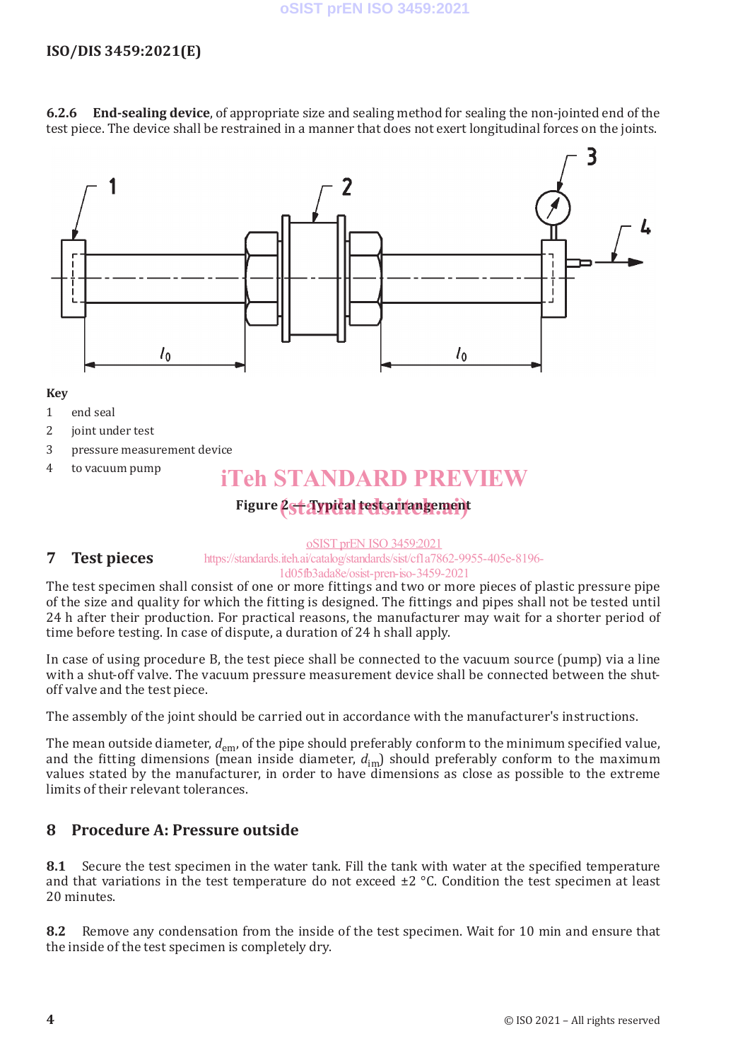**6.2.6 End-sealing device**, of appropriate size and sealing method for sealing the non-jointed end of the test piece. The device shall be restrained in a manner that does not exert longitudinal forces on the joints.

1
2
3
4
$l_0$
$l_0$

**Key**

1 end seal
2 joint under test
3 pressure measurement device
4 to vacuum pump

**Figure 2 — Typical test arrangement**

## 7 Test pieces

The test specimen shall consist of one or more fittings and two or more pieces of plastic pressure pipe of the size and quality for which the fitting is designed. The fittings and pipes shall not be tested until 24 h after their production. For practical reasons, the manufacturer may wait for a shorter period of time before testing. In case of dispute, a duration of 24 h shall apply.

In case of using procedure B, the test piece shall be connected to the vacuum source (pump) via a line with a shut-off valve. The vacuum pressure measurement device shall be connected between the shut-off valve and the test piece.

The assembly of the joint should be carried out in accordance with the manufacturer's instructions.

The mean outside diameter, $d_{em}$, of the pipe should preferably conform to the minimum specified value, and the fitting dimensions (mean inside diameter, $d_{im}$) should preferably conform to the maximum values stated by the manufacturer, in order to have dimensions as close as possible to the extreme limits of their relevant tolerances.

## 8 Procedure A: Pressure outside

**8.1** Secure the test specimen in the water tank. Fill the tank with water at the specified temperature and that variations in the test temperature do not exceed ±2 °C. Condition the test specimen at least 20 minutes.

**8.2** Remove any condensation from the inside of the test specimen. Wait for 10 min and ensure that the inside of the test specimen is completely dry.